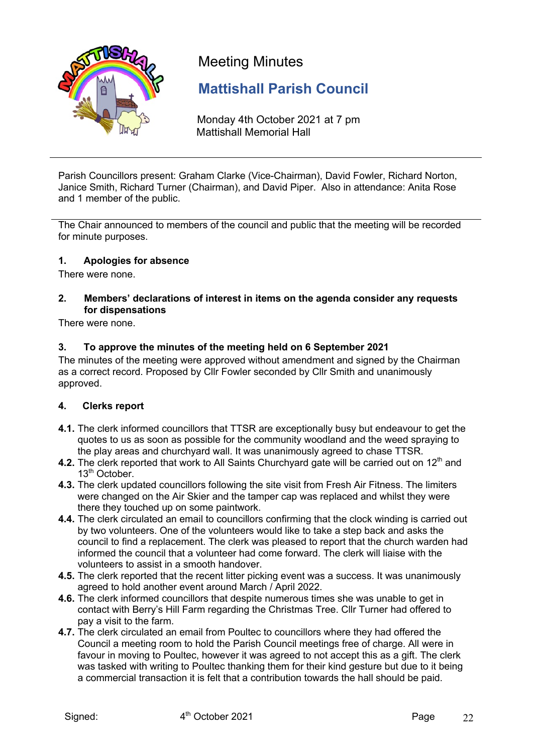# Meeting Minutes

## Mattishall Parish Council

Monday 4th October 2021 at 7 pm
Mattishall Memorial Hall

---

Parish Councillors present: Graham Clarke (Vice-Chairman), David Fowler, Richard Norton, Janice Smith, Richard Turner (Chairman), and David Piper. Also in attendance: Anita Rose and 1 member of the public.

---

The Chair announced to members of the council and public that the meeting will be recorded for minute purposes.

### 1. Apologies for absence

There were none.

### 2. Members' declarations of interest in items on the agenda consider any requests for dispensations

There were none.

### 3. To approve the minutes of the meeting held on 6 September 2021

The minutes of the meeting were approved without amendment and signed by the Chairman as a correct record. Proposed by Cllr Fowler seconded by Cllr Smith and unanimously approved.

### 4. Clerks report

**4.1.** The clerk informed councillors that TTSR are exceptionally busy but endeavour to get the quotes to us as soon as possible for the community woodland and the weed spraying to the play areas and churchyard wall. It was unanimously agreed to chase TTSR.

**4.2.** The clerk reported that work to All Saints Churchyard gate will be carried out on 12th and 13th October.

**4.3.** The clerk updated councillors following the site visit from Fresh Air Fitness. The limiters were changed on the Air Skier and the tamper cap was replaced and whilst they were there they touched up on some paintwork.

**4.4.** The clerk circulated an email to councillors confirming that the clock winding is carried out by two volunteers. One of the volunteers would like to take a step back and asks the council to find a replacement. The clerk was pleased to report that the church warden had informed the council that a volunteer had come forward. The clerk will liaise with the volunteers to assist in a smooth handover.

**4.5.** The clerk reported that the recent litter picking event was a success. It was unanimously agreed to hold another event around March / April 2022.

**4.6.** The clerk informed councillors that despite numerous times she was unable to get in contact with Berry's Hill Farm regarding the Christmas Tree. Cllr Turner had offered to pay a visit to the farm.

**4.7.** The clerk circulated an email from Poultec to councillors where they had offered the Council a meeting room to hold the Parish Council meetings free of charge. All were in favour in moving to Poultec, however it was agreed to not accept this as a gift. The clerk was tasked with writing to Poultec thanking them for their kind gesture but due to it being a commercial transaction it is felt that a contribution towards the hall should be paid.

Signed: 4th October 2021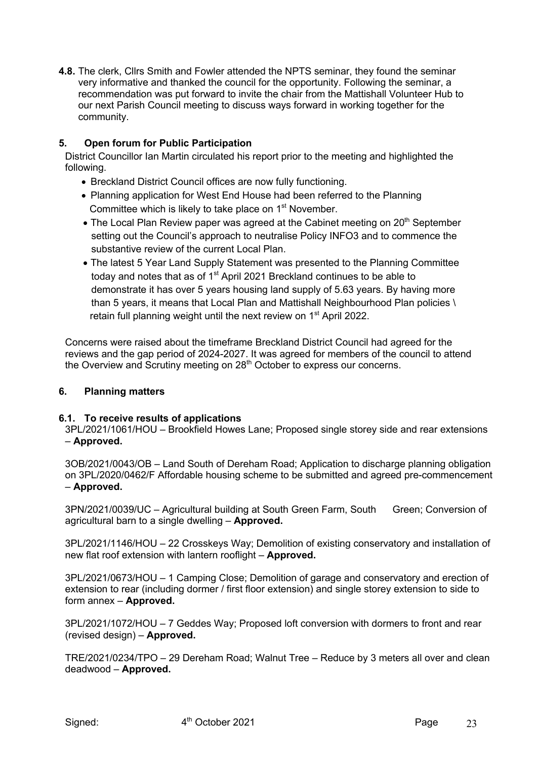**4.8.** The clerk, Cllrs Smith and Fowler attended the NPTS seminar, they found the seminar very informative and thanked the council for the opportunity. Following the seminar, a recommendation was put forward to invite the chair from the Mattishall Volunteer Hub to our next Parish Council meeting to discuss ways forward in working together for the community.

## 5. Open forum for Public Participation

District Councillor Ian Martin circulated his report prior to the meeting and highlighted the following.

- Breckland District Council offices are now fully functioning.
- Planning application for West End House had been referred to the Planning Committee which is likely to take place on 1st November.
- The Local Plan Review paper was agreed at the Cabinet meeting on 20th September setting out the Council's approach to neutralise Policy INFO3 and to commence the substantive review of the current Local Plan.
- The latest 5 Year Land Supply Statement was presented to the Planning Committee today and notes that as of 1st April 2021 Breckland continues to be able to demonstrate it has over 5 years housing land supply of 5.63 years. By having more than 5 years, it means that Local Plan and Mattishall Neighbourhood Plan policies \ retain full planning weight until the next review on 1st April 2022.

Concerns were raised about the timeframe Breckland District Council had agreed for the reviews and the gap period of 2024-2027. It was agreed for members of the council to attend the Overview and Scrutiny meeting on 28th October to express our concerns.

## 6. Planning matters

### 6.1. To receive results of applications

3PL/2021/1061/HOU – Brookfield Howes Lane; Proposed single storey side and rear extensions – **Approved.**

3OB/2021/0043/OB – Land South of Dereham Road; Application to discharge planning obligation on 3PL/2020/0462/F Affordable housing scheme to be submitted and agreed pre-commencement – **Approved.**

3PN/2021/0039/UC – Agricultural building at South Green Farm, South Green; Conversion of agricultural barn to a single dwelling – **Approved.**

3PL/2021/1146/HOU – 22 Crosskeys Way; Demolition of existing conservatory and installation of new flat roof extension with lantern rooflight – **Approved.**

3PL/2021/0673/HOU – 1 Camping Close; Demolition of garage and conservatory and erection of extension to rear (including dormer / first floor extension) and single storey extension to side to form annex – **Approved.**

3PL/2021/1072/HOU – 7 Geddes Way; Proposed loft conversion with dormers to front and rear (revised design) – **Approved.**

TRE/2021/0234/TPO – 29 Dereham Road; Walnut Tree – Reduce by 3 meters all over and clean deadwood – **Approved.**

Signed: 4th October 2021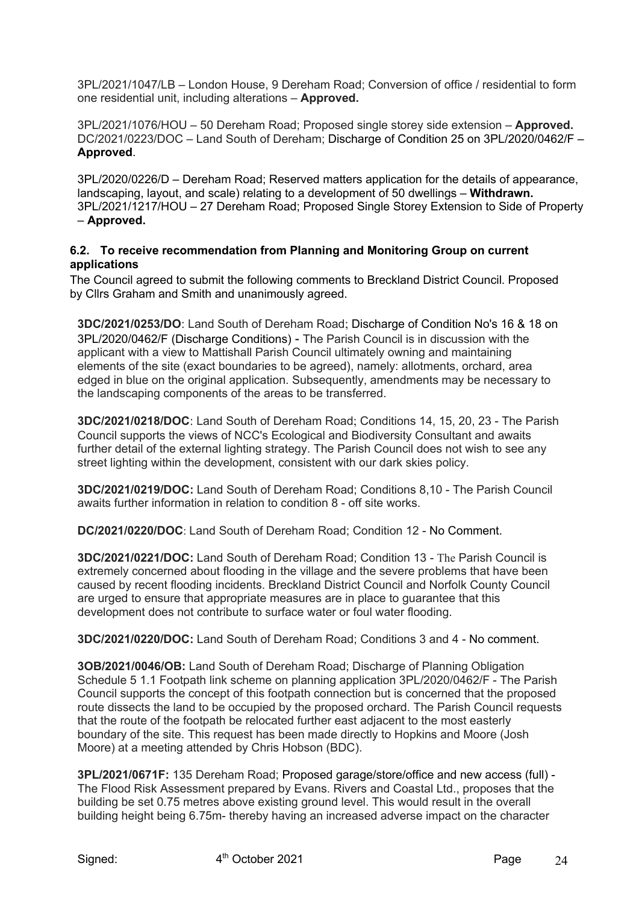3PL/2021/1047/LB – London House, 9 Dereham Road; Conversion of office / residential to form one residential unit, including alterations – **Approved.**

3PL/2021/1076/HOU – 50 Dereham Road; Proposed single storey side extension – **Approved.**
DC/2021/0223/DOC – Land South of Dereham; Discharge of Condition 25 on 3PL/2020/0462/F – **Approved**.

3PL/2020/0226/D – Dereham Road; Reserved matters application for the details of appearance, landscaping, layout, and scale) relating to a development of 50 dwellings – **Withdrawn.**
3PL/2021/1217/HOU – 27 Dereham Road; Proposed Single Storey Extension to Side of Property – **Approved.**

### 6.2. To receive recommendation from Planning and Monitoring Group on current applications

The Council agreed to submit the following comments to Breckland District Council. Proposed by Cllrs Graham and Smith and unanimously agreed.

**3DC/2021/0253/DO**: Land South of Dereham Road; Discharge of Condition No's 16 & 18 on 3PL/2020/0462/F (Discharge Conditions) - The Parish Council is in discussion with the applicant with a view to Mattishall Parish Council ultimately owning and maintaining elements of the site (exact boundaries to be agreed), namely: allotments, orchard, area edged in blue on the original application. Subsequently, amendments may be necessary to the landscaping components of the areas to be transferred.

**3DC/2021/0218/DOC**: Land South of Dereham Road; Conditions 14, 15, 20, 23 - The Parish Council supports the views of NCC's Ecological and Biodiversity Consultant and awaits further detail of the external lighting strategy. The Parish Council does not wish to see any street lighting within the development, consistent with our dark skies policy.

**3DC/2021/0219/DOC:** Land South of Dereham Road; Conditions 8,10 - The Parish Council awaits further information in relation to condition 8 - off site works.

**DC/2021/0220/DOC**: Land South of Dereham Road; Condition 12 - No Comment.

**3DC/2021/0221/DOC:** Land South of Dereham Road; Condition 13 - The Parish Council is extremely concerned about flooding in the village and the severe problems that have been caused by recent flooding incidents. Breckland District Council and Norfolk County Council are urged to ensure that appropriate measures are in place to guarantee that this development does not contribute to surface water or foul water flooding.

**3DC/2021/0220/DOC:** Land South of Dereham Road; Conditions 3 and 4 - No comment.

**3OB/2021/0046/OB:** Land South of Dereham Road; Discharge of Planning Obligation Schedule 5 1.1 Footpath link scheme on planning application 3PL/2020/0462/F - The Parish Council supports the concept of this footpath connection but is concerned that the proposed route dissects the land to be occupied by the proposed orchard. The Parish Council requests that the route of the footpath be relocated further east adjacent to the most easterly boundary of the site. This request has been made directly to Hopkins and Moore (Josh Moore) at a meeting attended by Chris Hobson (BDC).

**3PL/2021/0671F:** 135 Dereham Road; Proposed garage/store/office and new access (full) - The Flood Risk Assessment prepared by Evans. Rivers and Coastal Ltd., proposes that the building be set 0.75 metres above existing ground level. This would result in the overall building height being 6.75m- thereby having an increased adverse impact on the character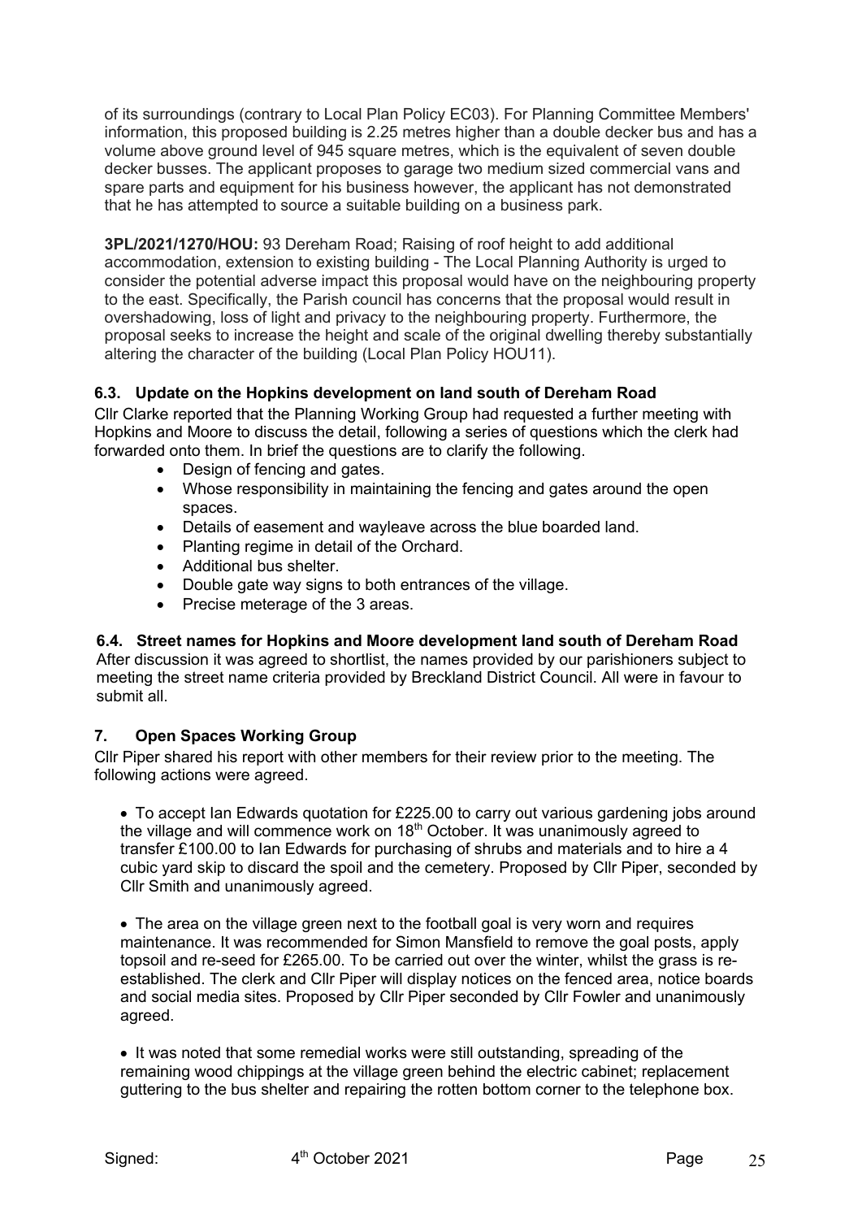of its surroundings (contrary to Local Plan Policy EC03). For Planning Committee Members' information, this proposed building is 2.25 metres higher than a double decker bus and has a volume above ground level of 945 square metres, which is the equivalent of seven double decker busses. The applicant proposes to garage two medium sized commercial vans and spare parts and equipment for his business however, the applicant has not demonstrated that he has attempted to source a suitable building on a business park.

**3PL/2021/1270/HOU:** 93 Dereham Road; Raising of roof height to add additional accommodation, extension to existing building - The Local Planning Authority is urged to consider the potential adverse impact this proposal would have on the neighbouring property to the east. Specifically, the Parish council has concerns that the proposal would result in overshadowing, loss of light and privacy to the neighbouring property. Furthermore, the proposal seeks to increase the height and scale of the original dwelling thereby substantially altering the character of the building (Local Plan Policy HOU11).

### 6.3. Update on the Hopkins development on land south of Dereham Road

Cllr Clarke reported that the Planning Working Group had requested a further meeting with Hopkins and Moore to discuss the detail, following a series of questions which the clerk had forwarded onto them. In brief the questions are to clarify the following.

- Design of fencing and gates.
- Whose responsibility in maintaining the fencing and gates around the open spaces.
- Details of easement and wayleave across the blue boarded land.
- Planting regime in detail of the Orchard.
- Additional bus shelter.
- Double gate way signs to both entrances of the village.
- Precise meterage of the 3 areas.

### 6.4. Street names for Hopkins and Moore development land south of Dereham Road

After discussion it was agreed to shortlist, the names provided by our parishioners subject to meeting the street name criteria provided by Breckland District Council. All were in favour to submit all.

## 7. Open Spaces Working Group

Cllr Piper shared his report with other members for their review prior to the meeting. The following actions were agreed.

- To accept Ian Edwards quotation for £225.00 to carry out various gardening jobs around the village and will commence work on 18th October. It was unanimously agreed to transfer £100.00 to Ian Edwards for purchasing of shrubs and materials and to hire a 4 cubic yard skip to discard the spoil and the cemetery. Proposed by Cllr Piper, seconded by Cllr Smith and unanimously agreed.

- The area on the village green next to the football goal is very worn and requires maintenance. It was recommended for Simon Mansfield to remove the goal posts, apply topsoil and re-seed for £265.00. To be carried out over the winter, whilst the grass is re-established. The clerk and Cllr Piper will display notices on the fenced area, notice boards and social media sites. Proposed by Cllr Piper seconded by Cllr Fowler and unanimously agreed.

- It was noted that some remedial works were still outstanding, spreading of the remaining wood chippings at the village green behind the electric cabinet; replacement guttering to the bus shelter and repairing the rotten bottom corner to the telephone box.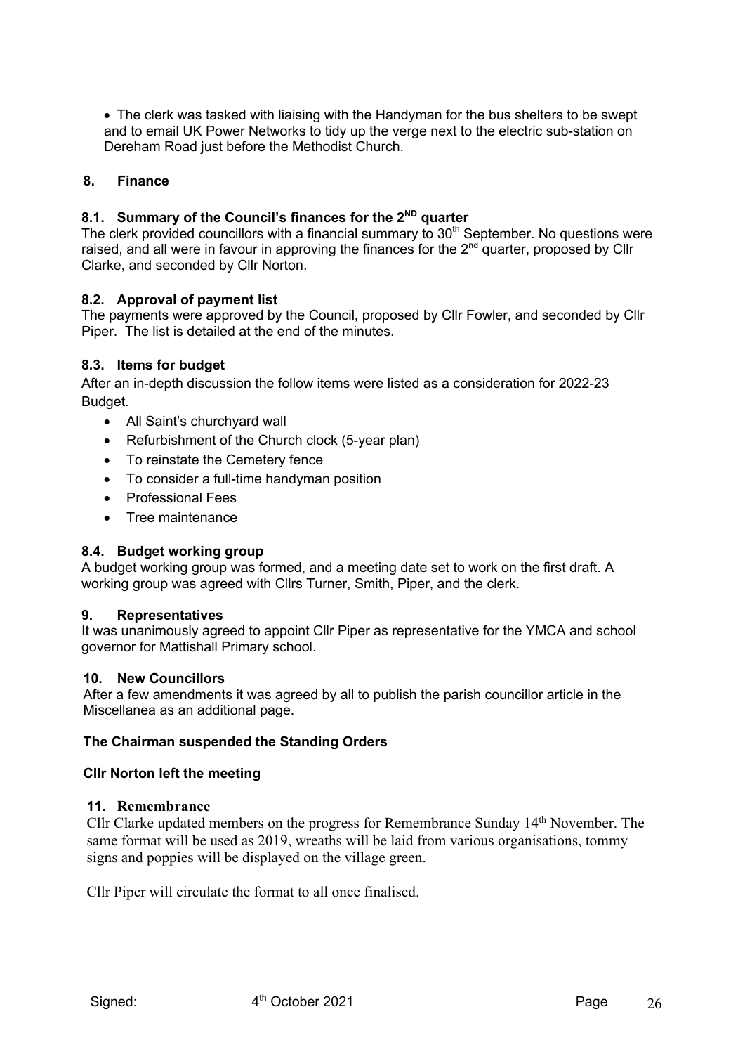- The clerk was tasked with liaising with the Handyman for the bus shelters to be swept and to email UK Power Networks to tidy up the verge next to the electric sub-station on Dereham Road just before the Methodist Church.

## 8. Finance

### 8.1. Summary of the Council's finances for the 2ND quarter

The clerk provided councillors with a financial summary to 30th September. No questions were raised, and all were in favour in approving the finances for the 2nd quarter, proposed by Cllr Clarke, and seconded by Cllr Norton.

### 8.2. Approval of payment list

The payments were approved by the Council, proposed by Cllr Fowler, and seconded by Cllr Piper. The list is detailed at the end of the minutes.

### 8.3. Items for budget

After an in-depth discussion the follow items were listed as a consideration for 2022-23 Budget.

- All Saint's churchyard wall
- Refurbishment of the Church clock (5-year plan)
- To reinstate the Cemetery fence
- To consider a full-time handyman position
- Professional Fees
- Tree maintenance

### 8.4. Budget working group

A budget working group was formed, and a meeting date set to work on the first draft. A working group was agreed with Cllrs Turner, Smith, Piper, and the clerk.

## 9. Representatives

It was unanimously agreed to appoint Cllr Piper as representative for the YMCA and school governor for Mattishall Primary school.

## 10. New Councillors

After a few amendments it was agreed by all to publish the parish councillor article in the Miscellanea as an additional page.

**The Chairman suspended the Standing Orders**

**Cllr Norton left the meeting**

## 11. Remembrance

Cllr Clarke updated members on the progress for Remembrance Sunday 14th November. The same format will be used as 2019, wreaths will be laid from various organisations, tommy signs and poppies will be displayed on the village green.

Cllr Piper will circulate the format to all once finalised.

Signed: 4th October 2021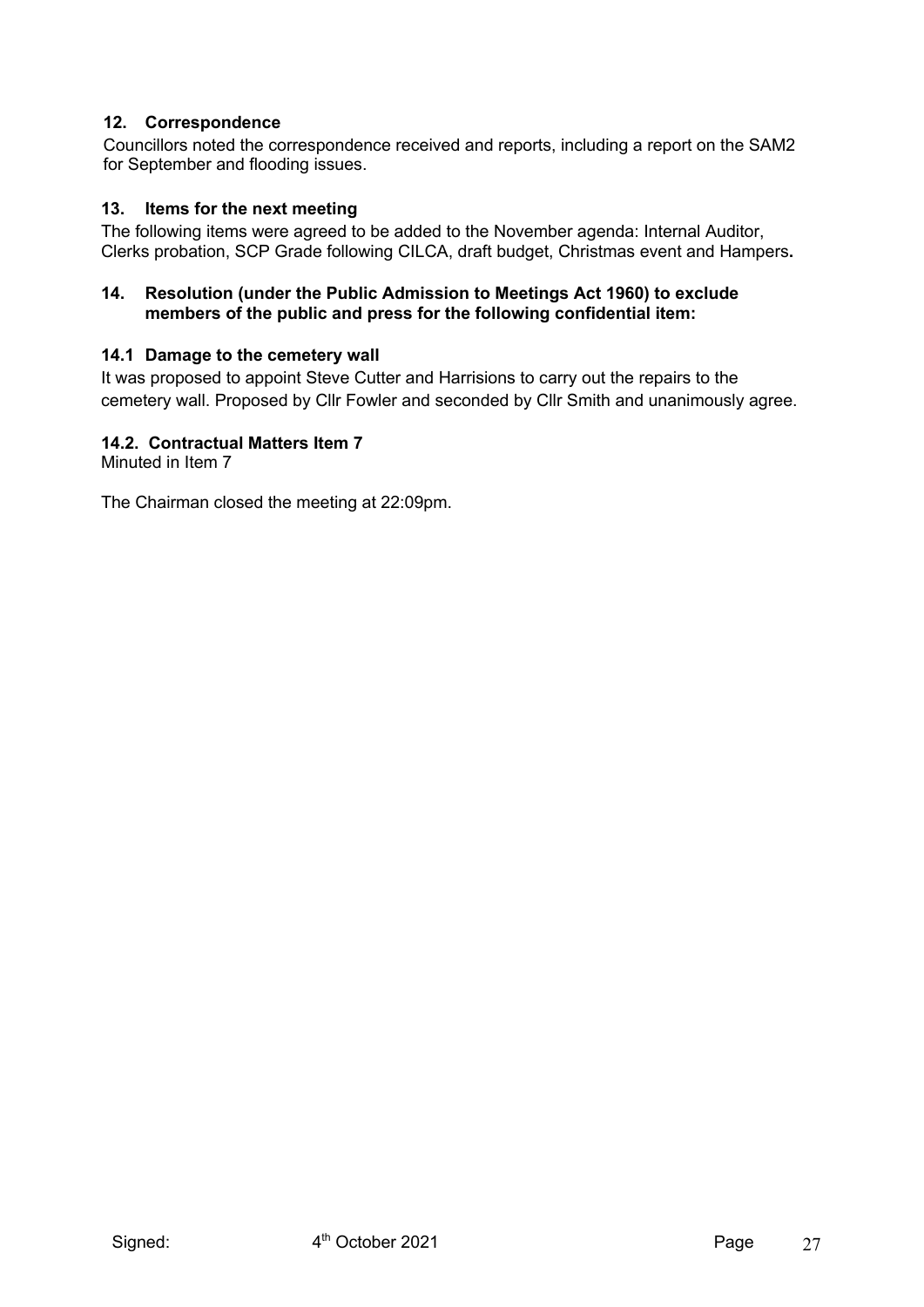### 12. Correspondence

Councillors noted the correspondence received and reports, including a report on the SAM2 for September and flooding issues.

### 13. Items for the next meeting

The following items were agreed to be added to the November agenda: Internal Auditor, Clerks probation, SCP Grade following CILCA, draft budget, Christmas event and Hampers**.**

### 14. Resolution (under the Public Admission to Meetings Act 1960) to exclude members of the public and press for the following confidential item:

#### 14.1 Damage to the cemetery wall

It was proposed to appoint Steve Cutter and Harrisions to carry out the repairs to the cemetery wall. Proposed by Cllr Fowler and seconded by Cllr Smith and unanimously agree.

#### 14.2. Contractual Matters Item 7

Minuted in Item 7

The Chairman closed the meeting at 22:09pm.

Signed: 4th October 2021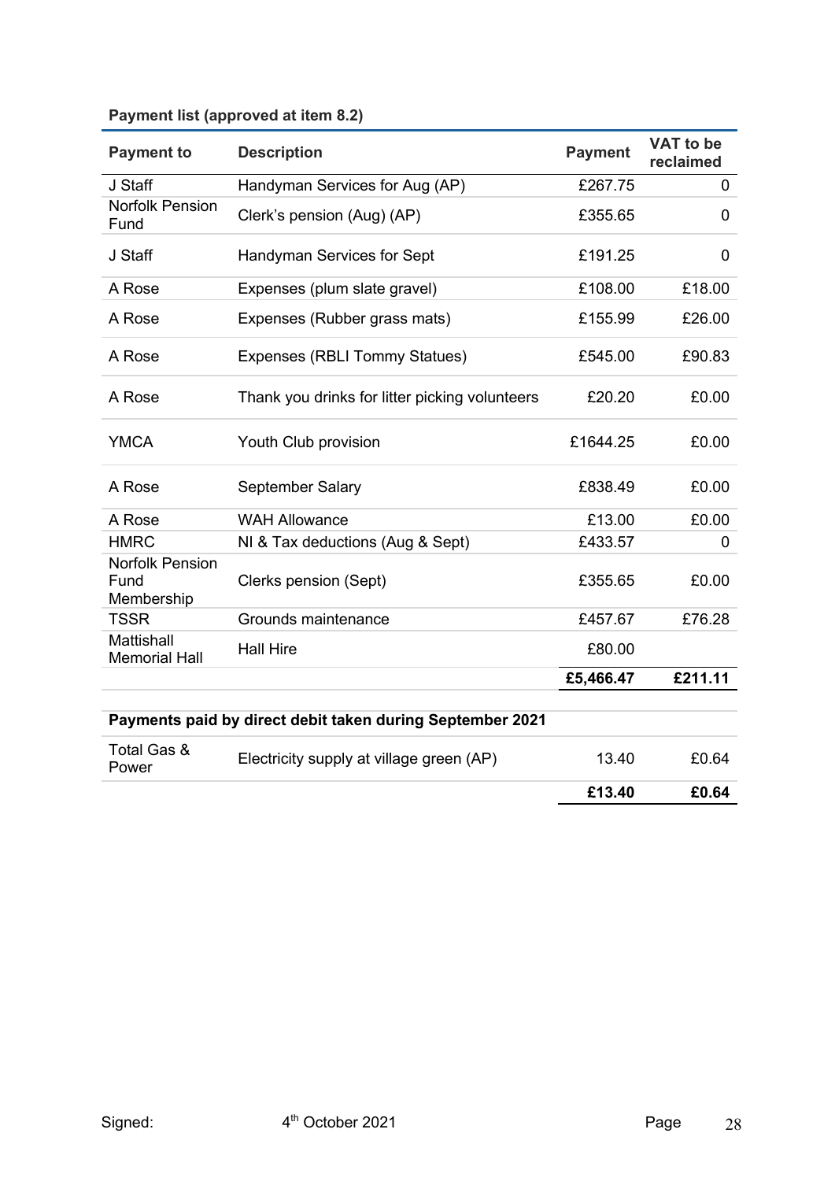**Payment list (approved at item 8.2)**

| Payment to | Description | Payment | VAT to be reclaimed |
|---|---|---|---|
| J Staff | Handyman Services for Aug (AP) | £267.75 | 0 |
| Norfolk Pension Fund | Clerk's pension (Aug) (AP) | £355.65 | 0 |
| J Staff | Handyman Services for Sept | £191.25 | 0 |
| A Rose | Expenses (plum slate gravel) | £108.00 | £18.00 |
| A Rose | Expenses (Rubber grass mats) | £155.99 | £26.00 |
| A Rose | Expenses (RBLI Tommy Statues) | £545.00 | £90.83 |
| A Rose | Thank you drinks for litter picking volunteers | £20.20 | £0.00 |
| YMCA | Youth Club provision | £1644.25 | £0.00 |
| A Rose | September Salary | £838.49 | £0.00 |
| A Rose | WAH Allowance | £13.00 | £0.00 |
| HMRC | NI & Tax deductions (Aug & Sept) | £433.57 | 0 |
| Norfolk Pension Fund Membership | Clerks pension (Sept) | £355.65 | £0.00 |
| TSSR | Grounds maintenance | £457.67 | £76.28 |
| Mattishall Memorial Hall | Hall Hire | £80.00 | |
| | | **£5,466.47** | **£211.11** |

| Payments paid by direct debit taken during September 2021 | | | |
|---|---|---|---|
| Total Gas & Power | Electricity supply at village green (AP) | 13.40 | £0.64 |
| | | **£13.40** | **£0.64** |

Signed: 4th October 2021